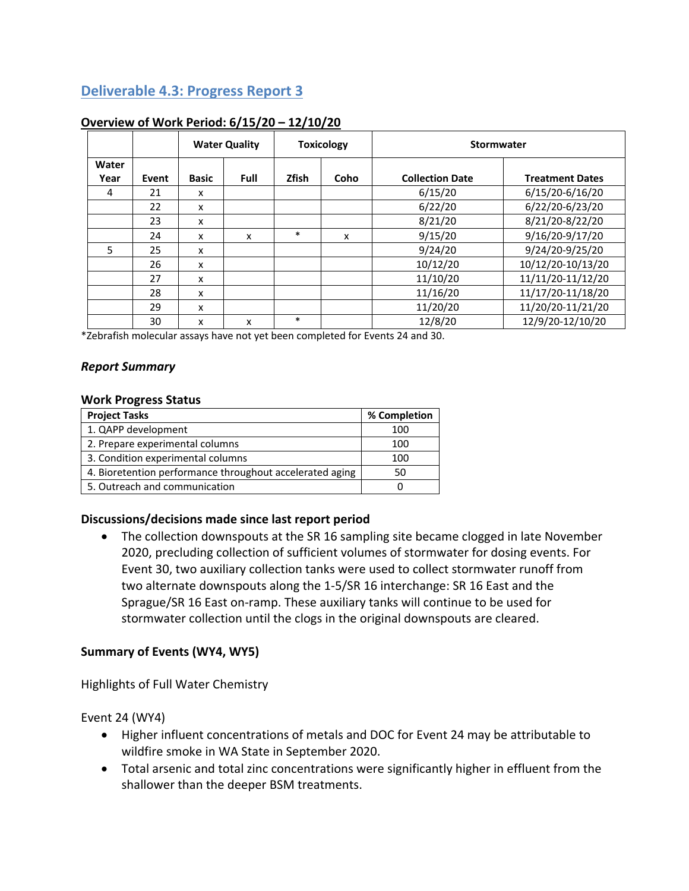## Deliverable 4.3: Progress Report 3

**Overview of Work Period: 6/15/20 – 12/10/20**

| | | Water Quality | | Toxicology | | Stormwater | |
|---|---|---|---|---|---|---|---|
| **Water Year** | **Event** | **Basic** | **Full** | **Zfish** | **Coho** | **Collection Date** | **Treatment Dates** |
| 4 | 21 | x | | | | 6/15/20 | 6/15/20-6/16/20 |
| | 22 | x | | | | 6/22/20 | 6/22/20-6/23/20 |
| | 23 | x | | | | 8/21/20 | 8/21/20-8/22/20 |
| | 24 | x | x | * | x | 9/15/20 | 9/16/20-9/17/20 |
| 5 | 25 | x | | | | 9/24/20 | 9/24/20-9/25/20 |
| | 26 | x | | | | 10/12/20 | 10/12/20-10/13/20 |
| | 27 | x | | | | 11/10/20 | 11/11/20-11/12/20 |
| | 28 | x | | | | 11/16/20 | 11/17/20-11/18/20 |
| | 29 | x | | | | 11/20/20 | 11/20/20-11/21/20 |
| | 30 | x | x | * | | 12/8/20 | 12/9/20-12/10/20 |

*Zebrafish molecular assays have not yet been completed for Events 24 and 30.

### *Report Summary*

### Work Progress Status

| Project Tasks | % Completion |
|---|---|
| 1. QAPP development | 100 |
| 2. Prepare experimental columns | 100 |
| 3. Condition experimental columns | 100 |
| 4. Bioretention performance throughout accelerated aging | 50 |
| 5. Outreach and communication | 0 |

### Discussions/decisions made since last report period

- The collection downspouts at the SR 16 sampling site became clogged in late November 2020, precluding collection of sufficient volumes of stormwater for dosing events. For Event 30, two auxiliary collection tanks were used to collect stormwater runoff from two alternate downspouts along the 1-5/SR 16 interchange: SR 16 East and the Sprague/SR 16 East on-ramp. These auxiliary tanks will continue to be used for stormwater collection until the clogs in the original downspouts are cleared.

### Summary of Events (WY4, WY5)

Highlights of Full Water Chemistry

Event 24 (WY4)

- Higher influent concentrations of metals and DOC for Event 24 may be attributable to wildfire smoke in WA State in September 2020.
- Total arsenic and total zinc concentrations were significantly higher in effluent from the shallower than the deeper BSM treatments.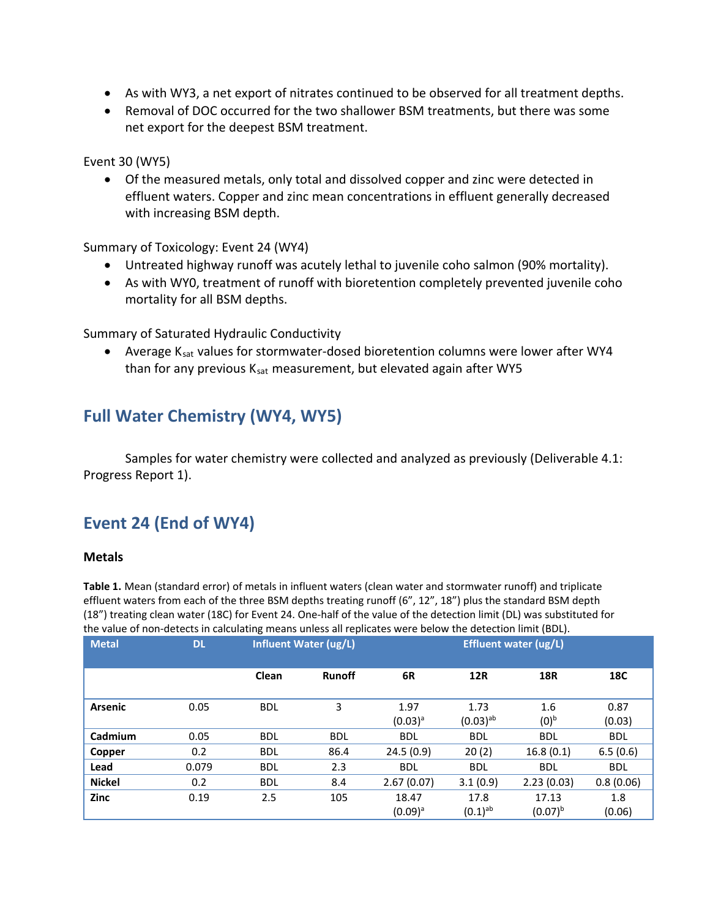- As with WY3, a net export of nitrates continued to be observed for all treatment depths.
- Removal of DOC occurred for the two shallower BSM treatments, but there was some net export for the deepest BSM treatment.

Event 30 (WY5)

- Of the measured metals, only total and dissolved copper and zinc were detected in effluent waters. Copper and zinc mean concentrations in effluent generally decreased with increasing BSM depth.

Summary of Toxicology: Event 24 (WY4)

- Untreated highway runoff was acutely lethal to juvenile coho salmon (90% mortality).
- As with WY0, treatment of runoff with bioretention completely prevented juvenile coho mortality for all BSM depths.

Summary of Saturated Hydraulic Conductivity

- Average $K_{sat}$ values for stormwater-dosed bioretention columns were lower after WY4 than for any previous $K_{sat}$ measurement, but elevated again after WY5

## Full Water Chemistry (WY4, WY5)

Samples for water chemistry were collected and analyzed as previously (Deliverable 4.1: Progress Report 1).

## Event 24 (End of WY4)

### Metals

**Table 1.** Mean (standard error) of metals in influent waters (clean water and stormwater runoff) and triplicate effluent waters from each of the three BSM depths treating runoff (6", 12", 18") plus the standard BSM depth (18") treating clean water (18C) for Event 24. One-half of the value of the detection limit (DL) was substituted for the value of non-detects in calculating means unless all replicates were below the detection limit (BDL).

| Metal | DL | Influent Water (ug/L) | | Effluent water (ug/L) | | | |
|---|---|---|---|---|---|---|---|
| | | Clean | Runoff | 6R | 12R | 18R | 18C |
| **Arsenic** | 0.05 | BDL | 3 | 1.97 (0.03)[a] | 1.73 (0.03)[ab] | 1.6 (0)[b] | 0.87 (0.03) |
| **Cadmium** | 0.05 | BDL | BDL | BDL | BDL | BDL | BDL |
| **Copper** | 0.2 | BDL | 86.4 | 24.5 (0.9) | 20 (2) | 16.8 (0.1) | 6.5 (0.6) |
| **Lead** | 0.079 | BDL | 2.3 | BDL | BDL | BDL | BDL |
| **Nickel** | 0.2 | BDL | 8.4 | 2.67 (0.07) | 3.1 (0.9) | 2.23 (0.03) | 0.8 (0.06) |
| **Zinc** | 0.19 | 2.5 | 105 | 18.47 (0.09)[a] | 17.8 (0.1)[ab] | 17.13 (0.07)[b] | 1.8 (0.06) |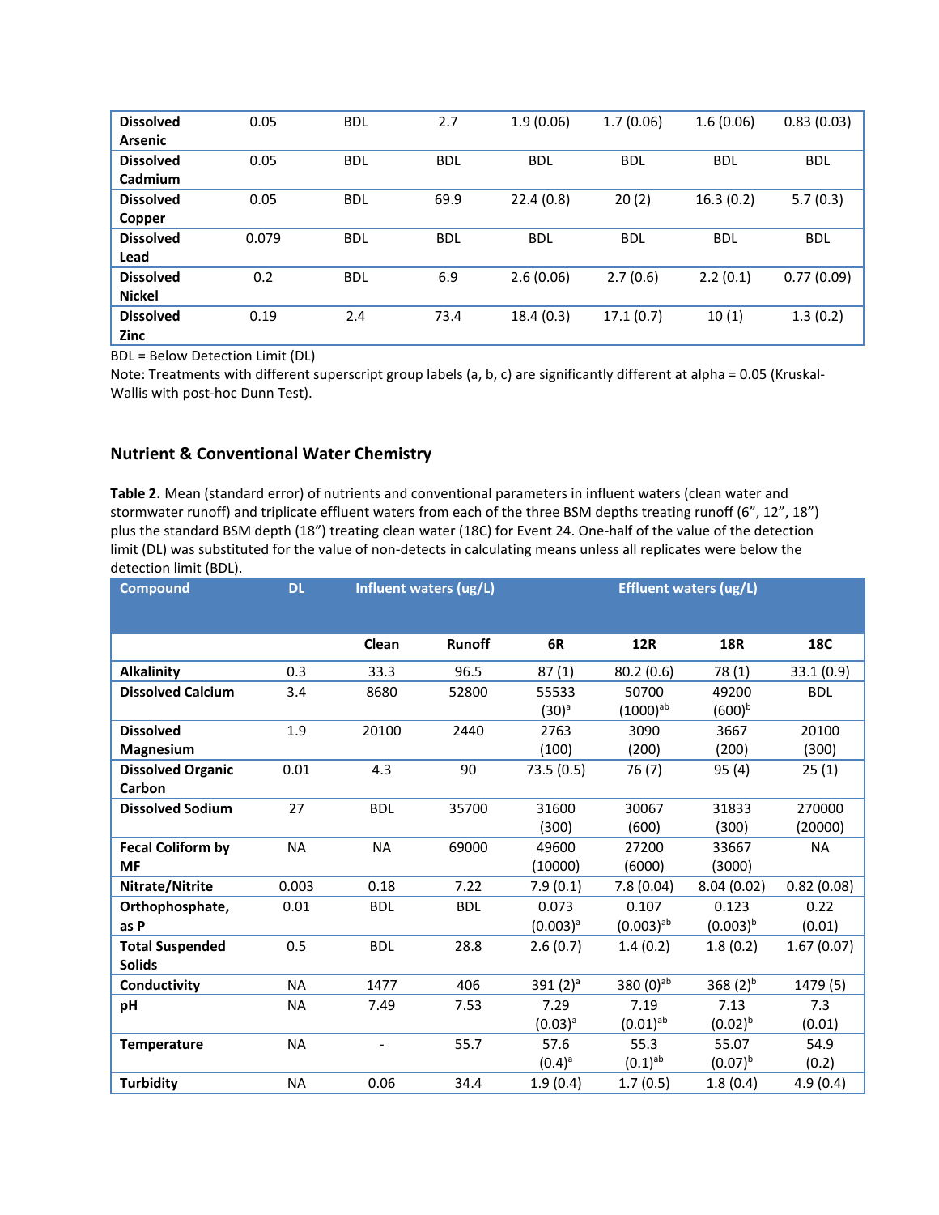| | | | | | | | |
|---|---|---|---|---|---|---|---|
| **Dissolved Arsenic** | 0.05 | BDL | 2.7 | 1.9 (0.06) | 1.7 (0.06) | 1.6 (0.06) | 0.83 (0.03) |
| **Dissolved Cadmium** | 0.05 | BDL | BDL | BDL | BDL | BDL | BDL |
| **Dissolved Copper** | 0.05 | BDL | 69.9 | 22.4 (0.8) | 20 (2) | 16.3 (0.2) | 5.7 (0.3) |
| **Dissolved Lead** | 0.079 | BDL | BDL | BDL | BDL | BDL | BDL |
| **Dissolved Nickel** | 0.2 | BDL | 6.9 | 2.6 (0.06) | 2.7 (0.6) | 2.2 (0.1) | 0.77 (0.09) |
| **Dissolved Zinc** | 0.19 | 2.4 | 73.4 | 18.4 (0.3) | 17.1 (0.7) | 10 (1) | 1.3 (0.2) |

BDL = Below Detection Limit (DL)

Note: Treatments with different superscript group labels (a, b, c) are significantly different at alpha = 0.05 (Kruskal-Wallis with post-hoc Dunn Test).

## Nutrient & Conventional Water Chemistry

**Table 2.** Mean (standard error) of nutrients and conventional parameters in influent waters (clean water and stormwater runoff) and triplicate effluent waters from each of the three BSM depths treating runoff (6", 12", 18") plus the standard BSM depth (18") treating clean water (18C) for Event 24. One-half of the value of the detection limit (DL) was substituted for the value of non-detects in calculating means unless all replicates were below the detection limit (BDL).

| Compound | DL | Influent waters (ug/L) | | Effluent waters (ug/L) | | | |
|---|---|---|---|---|---|---|---|
| | | Clean | Runoff | 6R | 12R | 18R | 18C |
| **Alkalinity** | 0.3 | 33.3 | 96.5 | 87 (1) | 80.2 (0.6) | 78 (1) | 33.1 (0.9) |
| **Dissolved Calcium** | 3.4 | 8680 | 52800 | 55533 (30)[a] | 50700 (1000)[ab] | 49200 (600)[b] | BDL |
| **Dissolved Magnesium** | 1.9 | 20100 | 2440 | 2763 (100) | 3090 (200) | 3667 (200) | 20100 (300) |
| **Dissolved Organic Carbon** | 0.01 | 4.3 | 90 | 73.5 (0.5) | 76 (7) | 95 (4) | 25 (1) |
| **Dissolved Sodium** | 27 | BDL | 35700 | 31600 (300) | 30067 (600) | 31833 (300) | 270000 (20000) |
| **Fecal Coliform by MF** | NA | NA | 69000 | 49600 (10000) | 27200 (6000) | 33667 (3000) | NA |
| **Nitrate/Nitrite** | 0.003 | 0.18 | 7.22 | 7.9 (0.1) | 7.8 (0.04) | 8.04 (0.02) | 0.82 (0.08) |
| **Orthophosphate, as P** | 0.01 | BDL | BDL | 0.073 (0.003)[a] | 0.107 (0.003)[ab] | 0.123 (0.003)[b] | 0.22 (0.01) |
| **Total Suspended Solids** | 0.5 | BDL | 28.8 | 2.6 (0.7) | 1.4 (0.2) | 1.8 (0.2) | 1.67 (0.07) |
| **Conductivity** | NA | 1477 | 406 | 391 (2)[a] | 380 (0)[ab] | 368 (2)[b] | 1479 (5) |
| **pH** | NA | 7.49 | 7.53 | 7.29 (0.03)[a] | 7.19 (0.01)[ab] | 7.13 (0.02)[b] | 7.3 (0.01) |
| **Temperature** | NA | - | 55.7 | 57.6 (0.4)[a] | 55.3 (0.1)[ab] | 55.07 (0.07)[b] | 54.9 (0.2) |
| **Turbidity** | NA | 0.06 | 34.4 | 1.9 (0.4) | 1.7 (0.5) | 1.8 (0.4) | 4.9 (0.4) |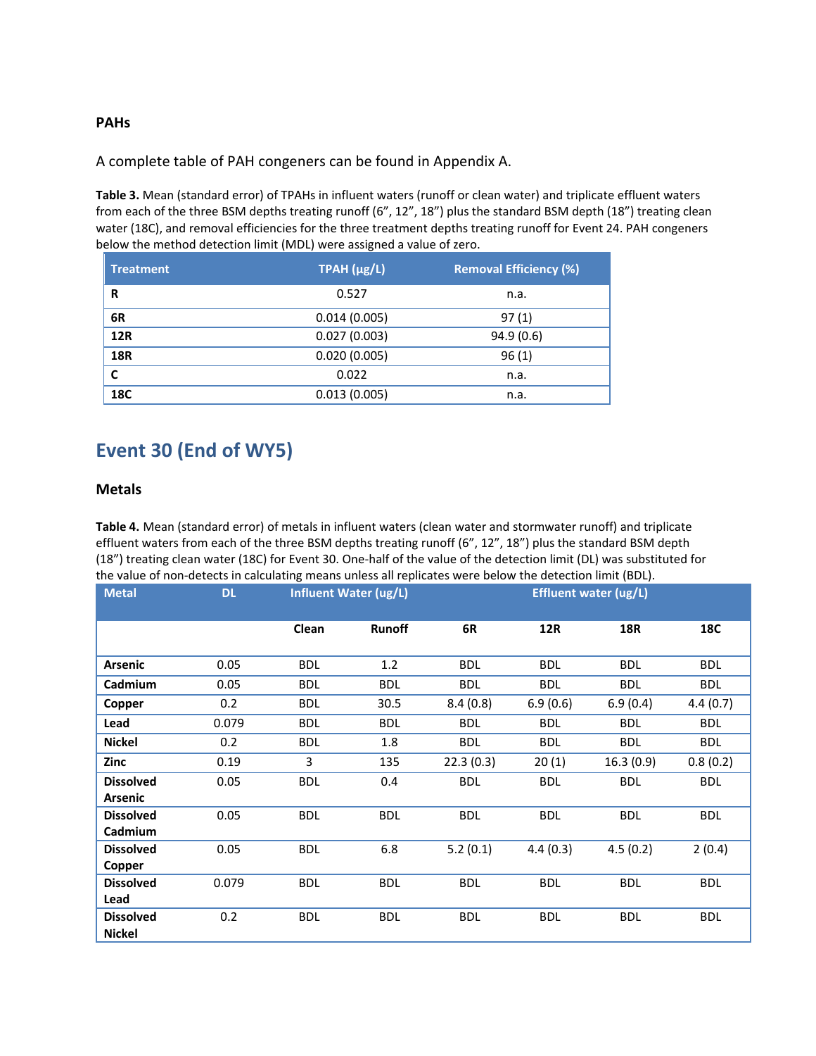### PAHs

A complete table of PAH congeners can be found in Appendix A.

**Table 3.** Mean (standard error) of TPAHs in influent waters (runoff or clean water) and triplicate effluent waters from each of the three BSM depths treating runoff (6", 12", 18") plus the standard BSM depth (18") treating clean water (18C), and removal efficiencies for the three treatment depths treating runoff for Event 24. PAH congeners below the method detection limit (MDL) were assigned a value of zero.

| Treatment | TPAH (µg/L) | Removal Efficiency (%) |
|---|---|---|
| **R** | 0.527 | n.a. |
| **6R** | 0.014 (0.005) | 97 (1) |
| **12R** | 0.027 (0.003) | 94.9 (0.6) |
| **18R** | 0.020 (0.005) | 96 (1) |
| **C** | 0.022 | n.a. |
| **18C** | 0.013 (0.005) | n.a. |

## Event 30 (End of WY5)

### Metals

**Table 4.** Mean (standard error) of metals in influent waters (clean water and stormwater runoff) and triplicate effluent waters from each of the three BSM depths treating runoff (6", 12", 18") plus the standard BSM depth (18") treating clean water (18C) for Event 30. One-half of the value of the detection limit (DL) was substituted for the value of non-detects in calculating means unless all replicates were below the detection limit (BDL).

| Metal | DL | Influent Water (ug/L) | | Effluent water (ug/L) | | | |
|---|---|---|---|---|---|---|---|
| | | **Clean** | **Runoff** | **6R** | **12R** | **18R** | **18C** |
| **Arsenic** | 0.05 | BDL | 1.2 | BDL | BDL | BDL | BDL |
| **Cadmium** | 0.05 | BDL | BDL | BDL | BDL | BDL | BDL |
| **Copper** | 0.2 | BDL | 30.5 | 8.4 (0.8) | 6.9 (0.6) | 6.9 (0.4) | 4.4 (0.7) |
| **Lead** | 0.079 | BDL | BDL | BDL | BDL | BDL | BDL |
| **Nickel** | 0.2 | BDL | 1.8 | BDL | BDL | BDL | BDL |
| **Zinc** | 0.19 | 3 | 135 | 22.3 (0.3) | 20 (1) | 16.3 (0.9) | 0.8 (0.2) |
| **Dissolved Arsenic** | 0.05 | BDL | 0.4 | BDL | BDL | BDL | BDL |
| **Dissolved Cadmium** | 0.05 | BDL | BDL | BDL | BDL | BDL | BDL |
| **Dissolved Copper** | 0.05 | BDL | 6.8 | 5.2 (0.1) | 4.4 (0.3) | 4.5 (0.2) | 2 (0.4) |
| **Dissolved Lead** | 0.079 | BDL | BDL | BDL | BDL | BDL | BDL |
| **Dissolved Nickel** | 0.2 | BDL | BDL | BDL | BDL | BDL | BDL |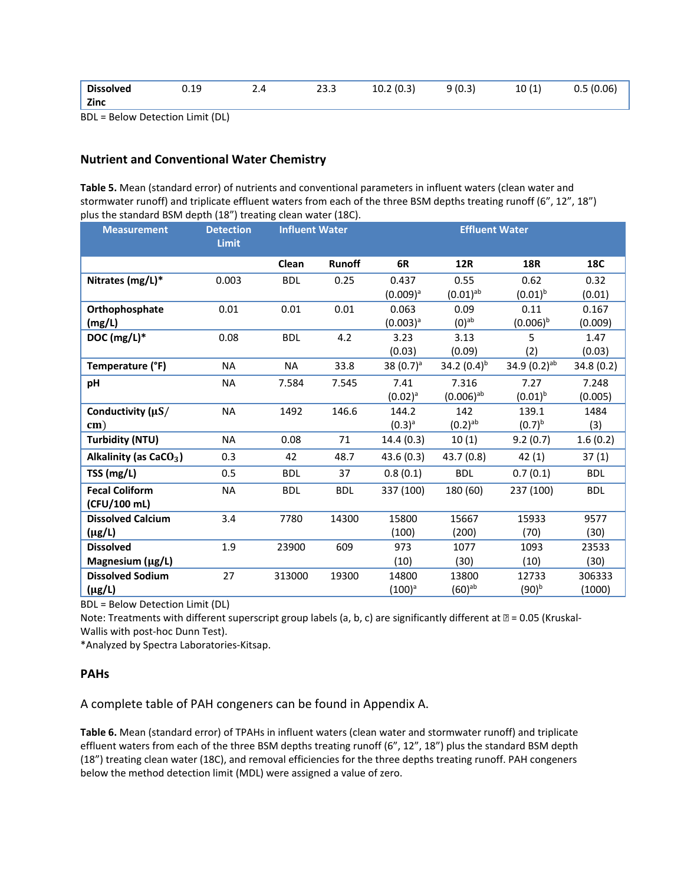| Dissolved Zinc | 0.19 | 2.4 | 23.3 | 10.2 (0.3) | 9 (0.3) | 10 (1) | 0.5 (0.06) |
|---|---|---|---|---|---|---|---|

BDL = Below Detection Limit (DL)

## Nutrient and Conventional Water Chemistry

**Table 5.** Mean (standard error) of nutrients and conventional parameters in influent waters (clean water and stormwater runoff) and triplicate effluent waters from each of the three BSM depths treating runoff (6", 12", 18") plus the standard BSM depth (18") treating clean water (18C).

| Measurement | Detection Limit | Influent Water | | Effluent Water | | | |
|---|---|---|---|---|---|---|---|
| | | Clean | Runoff | 6R | 12R | 18R | 18C |
| Nitrates (mg/L)* | 0.003 | BDL | 0.25 | 0.437 (0.009)[a] | 0.55 (0.01)[ab] | 0.62 (0.01)[b] | 0.32 (0.01) |
| Orthophosphate (mg/L) | 0.01 | 0.01 | 0.01 | 0.063 (0.003)[a] | 0.09 (0)[ab] | 0.11 (0.006)[b] | 0.167 (0.009) |
| DOC (mg/L)* | 0.08 | BDL | 4.2 | 3.23 (0.03) | 3.13 (0.09) | 5 (2) | 1.47 (0.03) |
| Temperature (°F) | NA | NA | 33.8 | 38 (0.7)[a] | 34.2 (0.4)[b] | 34.9 (0.2)[ab] | 34.8 (0.2) |
| pH | NA | 7.584 | 7.545 | 7.41 (0.02)[a] | 7.316 (0.006)[ab] | 7.27 (0.01)[b] | 7.248 (0.005) |
| Conductivity (µS/cm) | NA | 1492 | 146.6 | 144.2 (0.3)[a] | 142 (0.2)[ab] | 139.1 (0.7)[b] | 1484 (3) |
| Turbidity (NTU) | NA | 0.08 | 71 | 14.4 (0.3) | 10 (1) | 9.2 (0.7) | 1.6 (0.2) |
| Alkalinity (as $CaCO_3$) | 0.3 | 42 | 48.7 | 43.6 (0.3) | 43.7 (0.8) | 42 (1) | 37 (1) |
| TSS (mg/L) | 0.5 | BDL | 37 | 0.8 (0.1) | BDL | 0.7 (0.1) | BDL |
| Fecal Coliform (CFU/100 mL) | NA | BDL | BDL | 337 (100) | 180 (60) | 237 (100) | BDL |
| Dissolved Calcium (µg/L) | 3.4 | 7780 | 14300 | 15800 (100) | 15667 (200) | 15933 (70) | 9577 (30) |
| Dissolved Magnesium (µg/L) | 1.9 | 23900 | 609 | 973 (10) | 1077 (30) | 1093 (10) | 23533 (30) |
| Dissolved Sodium (µg/L) | 27 | 313000 | 19300 | 14800 (100)[a] | 13800 (60)[ab] | 12733 (90)[b] | 306333 (1000) |

BDL = Below Detection Limit (DL)

Note: Treatments with different superscript group labels (a, b, c) are significantly different at $\alpha$ = 0.05 (Kruskal-Wallis with post-hoc Dunn Test).

*Analyzed by Spectra Laboratories-Kitsap.

## PAHs

A complete table of PAH congeners can be found in Appendix A.

**Table 6.** Mean (standard error) of TPAHs in influent waters (clean water and stormwater runoff) and triplicate effluent waters from each of the three BSM depths treating runoff (6", 12", 18") plus the standard BSM depth (18") treating clean water (18C), and removal efficiencies for the three depths treating runoff. PAH congeners below the method detection limit (MDL) were assigned a value of zero.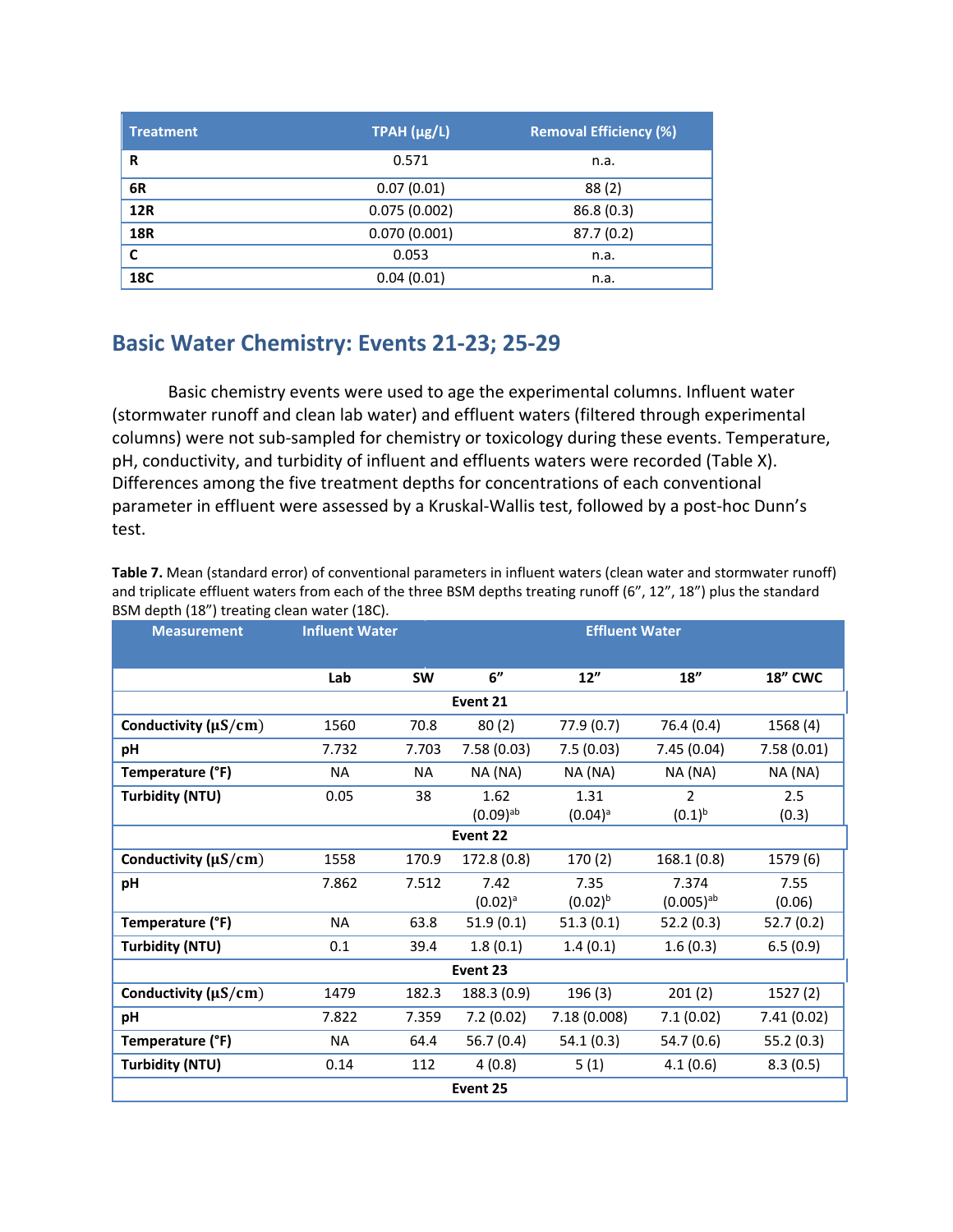| Treatment | TPAH (μg/L) | Removal Efficiency (%) |
|---|---|---|
| R | 0.571 | n.a. |
| 6R | 0.07 (0.01) | 88 (2) |
| 12R | 0.075 (0.002) | 86.8 (0.3) |
| 18R | 0.070 (0.001) | 87.7 (0.2) |
| C | 0.053 | n.a. |
| 18C | 0.04 (0.01) | n.a. |

## Basic Water Chemistry: Events 21-23; 25-29

Basic chemistry events were used to age the experimental columns. Influent water (stormwater runoff and clean lab water) and effluent waters (filtered through experimental columns) were not sub-sampled for chemistry or toxicology during these events. Temperature, pH, conductivity, and turbidity of influent and effluents waters were recorded (Table X). Differences among the five treatment depths for concentrations of each conventional parameter in effluent were assessed by a Kruskal-Wallis test, followed by a post-hoc Dunn's test.

**Table 7.** Mean (standard error) of conventional parameters in influent waters (clean water and stormwater runoff) and triplicate effluent waters from each of the three BSM depths treating runoff (6", 12", 18") plus the standard BSM depth (18") treating clean water (18C).

| Measurement | Influent Water | | Effluent Water | | | |
|---|---|---|---|---|---|---|
| | Lab | SW | 6" | 12" | 18" | 18" CWC |
| | | | **Event 21** | | | |
| Conductivity ($\mu S/cm$) | 1560 | 70.8 | 80 (2) | 77.9 (0.7) | 76.4 (0.4) | 1568 (4) |
| pH | 7.732 | 7.703 | 7.58 (0.03) | 7.5 (0.03) | 7.45 (0.04) | 7.58 (0.01) |
| Temperature (°F) | NA | NA | NA (NA) | NA (NA) | NA (NA) | NA (NA) |
| Turbidity (NTU) | 0.05 | 38 | 1.62 (0.09)[ab] | 1.31 (0.04)[a] | 2 (0.1)[b] | 2.5 (0.3) |
| | | | **Event 22** | | | |
| Conductivity ($\mu S/cm$) | 1558 | 170.9 | 172.8 (0.8) | 170 (2) | 168.1 (0.8) | 1579 (6) |
| pH | 7.862 | 7.512 | 7.42 (0.02)[a] | 7.35 (0.02)[b] | 7.374 (0.005)[ab] | 7.55 (0.06) |
| Temperature (°F) | NA | 63.8 | 51.9 (0.1) | 51.3 (0.1) | 52.2 (0.3) | 52.7 (0.2) |
| Turbidity (NTU) | 0.1 | 39.4 | 1.8 (0.1) | 1.4 (0.1) | 1.6 (0.3) | 6.5 (0.9) |
| | | | **Event 23** | | | |
| Conductivity ($\mu S/cm$) | 1479 | 182.3 | 188.3 (0.9) | 196 (3) | 201 (2) | 1527 (2) |
| pH | 7.822 | 7.359 | 7.2 (0.02) | 7.18 (0.008) | 7.1 (0.02) | 7.41 (0.02) |
| Temperature (°F) | NA | 64.4 | 56.7 (0.4) | 54.1 (0.3) | 54.7 (0.6) | 55.2 (0.3) |
| Turbidity (NTU) | 0.14 | 112 | 4 (0.8) | 5 (1) | 4.1 (0.6) | 8.3 (0.5) |
| | | | **Event 25** | | | |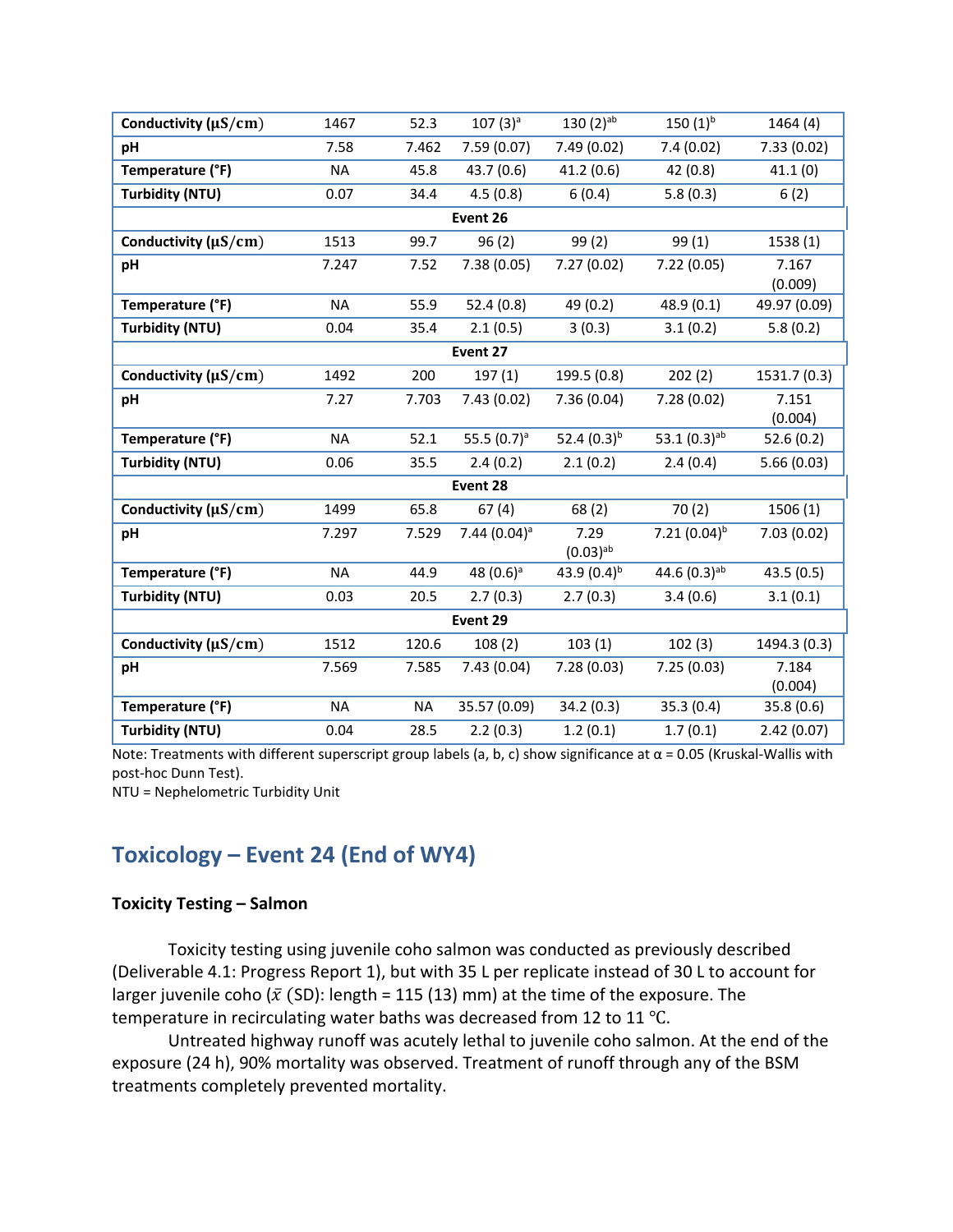| | | | | | | |
|---|---|---|---|---|---|---|
| **Conductivity (μS/cm)** | 1467 | 52.3 | 107 (3)[a] | 130 (2)[ab] | 150 (1)[b] | 1464 (4) |
| **pH** | 7.58 | 7.462 | 7.59 (0.07) | 7.49 (0.02) | 7.4 (0.02) | 7.33 (0.02) |
| **Temperature (°F)** | NA | 45.8 | 43.7 (0.6) | 41.2 (0.6) | 42 (0.8) | 41.1 (0) |
| **Turbidity (NTU)** | 0.07 | 34.4 | 4.5 (0.8) | 6 (0.4) | 5.8 (0.3) | 6 (2) |
| | | | **Event 26** | | | |
| **Conductivity (μS/cm)** | 1513 | 99.7 | 96 (2) | 99 (2) | 99 (1) | 1538 (1) |
| **pH** | 7.247 | 7.52 | 7.38 (0.05) | 7.27 (0.02) | 7.22 (0.05) | 7.167 (0.009) |
| **Temperature (°F)** | NA | 55.9 | 52.4 (0.8) | 49 (0.2) | 48.9 (0.1) | 49.97 (0.09) |
| **Turbidity (NTU)** | 0.04 | 35.4 | 2.1 (0.5) | 3 (0.3) | 3.1 (0.2) | 5.8 (0.2) |
| | | | **Event 27** | | | |
| **Conductivity (μS/cm)** | 1492 | 200 | 197 (1) | 199.5 (0.8) | 202 (2) | 1531.7 (0.3) |
| **pH** | 7.27 | 7.703 | 7.43 (0.02) | 7.36 (0.04) | 7.28 (0.02) | 7.151 (0.004) |
| **Temperature (°F)** | NA | 52.1 | 55.5 (0.7)[a] | 52.4 (0.3)[b] | 53.1 (0.3)[ab] | 52.6 (0.2) |
| **Turbidity (NTU)** | 0.06 | 35.5 | 2.4 (0.2) | 2.1 (0.2) | 2.4 (0.4) | 5.66 (0.03) |
| | | | **Event 28** | | | |
| **Conductivity (μS/cm)** | 1499 | 65.8 | 67 (4) | 68 (2) | 70 (2) | 1506 (1) |
| **pH** | 7.297 | 7.529 | 7.44 (0.04)[a] | 7.29 (0.03)[ab] | 7.21 (0.04)[b] | 7.03 (0.02) |
| **Temperature (°F)** | NA | 44.9 | 48 (0.6)[a] | 43.9 (0.4)[b] | 44.6 (0.3)[ab] | 43.5 (0.5) |
| **Turbidity (NTU)** | 0.03 | 20.5 | 2.7 (0.3) | 2.7 (0.3) | 3.4 (0.6) | 3.1 (0.1) |
| | | | **Event 29** | | | |
| **Conductivity (μS/cm)** | 1512 | 120.6 | 108 (2) | 103 (1) | 102 (3) | 1494.3 (0.3) |
| **pH** | 7.569 | 7.585 | 7.43 (0.04) | 7.28 (0.03) | 7.25 (0.03) | 7.184 (0.004) |
| **Temperature (°F)** | NA | NA | 35.57 (0.09) | 34.2 (0.3) | 35.3 (0.4) | 35.8 (0.6) |
| **Turbidity (NTU)** | 0.04 | 28.5 | 2.2 (0.3) | 1.2 (0.1) | 1.7 (0.1) | 2.42 (0.07) |

Note: Treatments with different superscript group labels (a, b, c) show significance at α = 0.05 (Kruskal-Wallis with post-hoc Dunn Test).
NTU = Nephelometric Turbidity Unit

## Toxicology – Event 24 (End of WY4)

### Toxicity Testing – Salmon

Toxicity testing using juvenile coho salmon was conducted as previously described (Deliverable 4.1: Progress Report 1), but with 35 L per replicate instead of 30 L to account for larger juvenile coho ($\bar{x}$ (SD): length = 115 (13) mm) at the time of the exposure. The temperature in recirculating water baths was decreased from 12 to 11 ℃.

Untreated highway runoff was acutely lethal to juvenile coho salmon. At the end of the exposure (24 h), 90% mortality was observed. Treatment of runoff through any of the BSM treatments completely prevented mortality.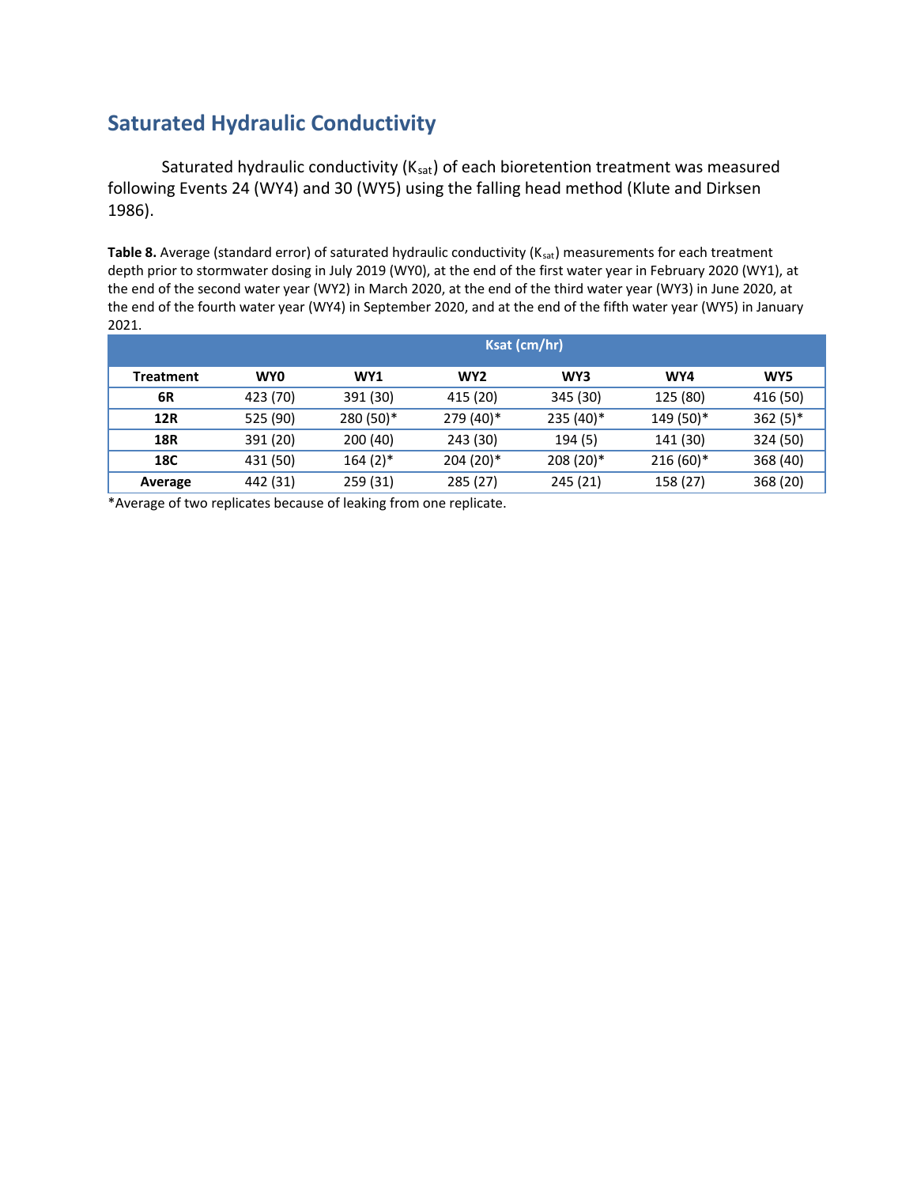## Saturated Hydraulic Conductivity

Saturated hydraulic conductivity ($K_{sat}$) of each bioretention treatment was measured following Events 24 (WY4) and 30 (WY5) using the falling head method (Klute and Dirksen 1986).

**Table 8.** Average (standard error) of saturated hydraulic conductivity ($K_{sat}$) measurements for each treatment depth prior to stormwater dosing in July 2019 (WY0), at the end of the first water year in February 2020 (WY1), at the end of the second water year (WY2) in March 2020, at the end of the third water year (WY3) in June 2020, at the end of the fourth water year (WY4) in September 2020, and at the end of the fifth water year (WY5) in January 2021.

| | Ksat (cm/hr) | | | | | |
|---|---|---|---|---|---|---|
| **Treatment** | **WY0** | **WY1** | **WY2** | **WY3** | **WY4** | **WY5** |
| **6R** | 423 (70) | 391 (30) | 415 (20) | 345 (30) | 125 (80) | 416 (50) |
| **12R** | 525 (90) | 280 (50)* | 279 (40)* | 235 (40)* | 149 (50)* | 362 (5)* |
| **18R** | 391 (20) | 200 (40) | 243 (30) | 194 (5) | 141 (30) | 324 (50) |
| **18C** | 431 (50) | 164 (2)* | 204 (20)* | 208 (20)* | 216 (60)* | 368 (40) |
| **Average** | 442 (31) | 259 (31) | 285 (27) | 245 (21) | 158 (27) | 368 (20) |

*Average of two replicates because of leaking from one replicate.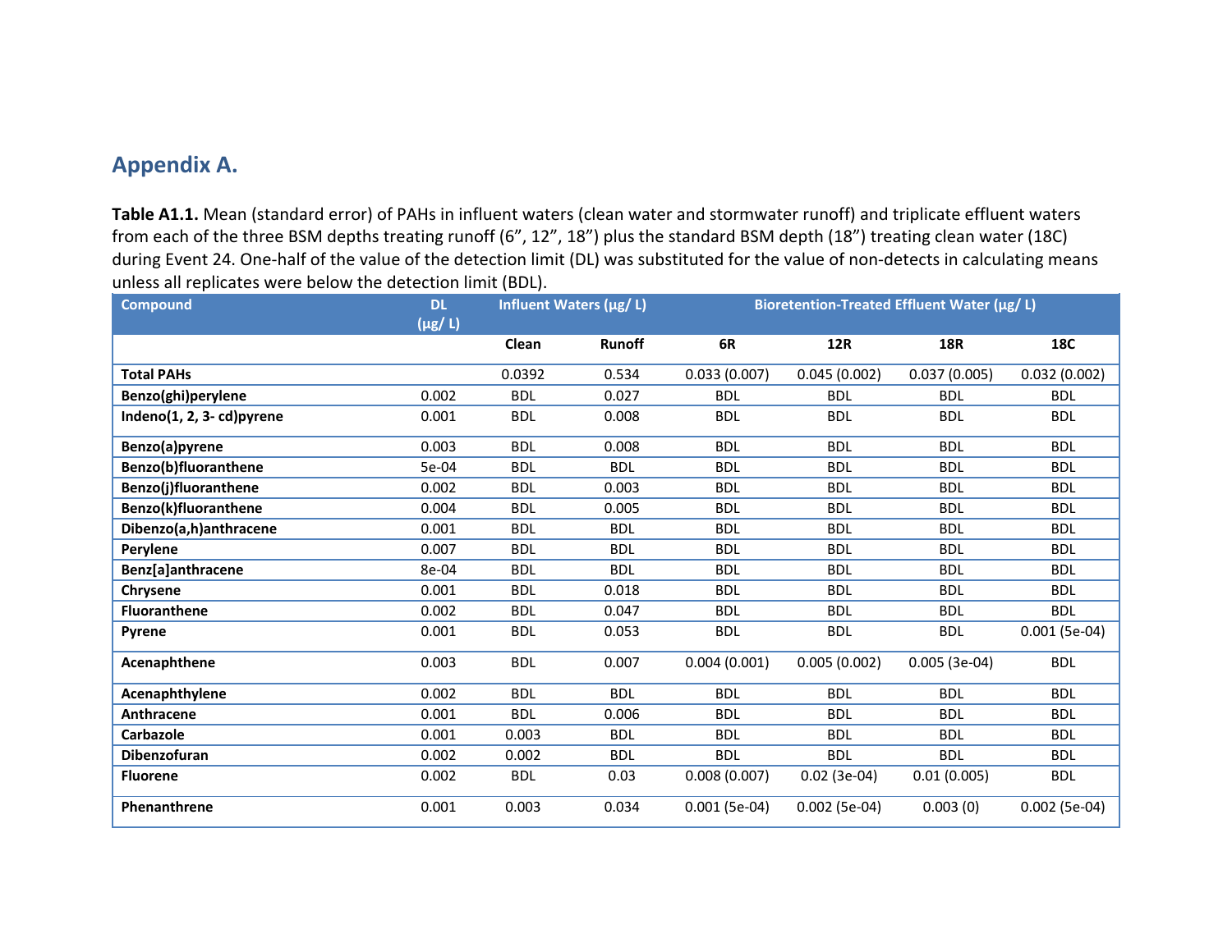## Appendix A.

**Table A1.1.** Mean (standard error) of PAHs in influent waters (clean water and stormwater runoff) and triplicate effluent waters from each of the three BSM depths treating runoff (6”, 12”, 18”) plus the standard BSM depth (18”) treating clean water (18C) during Event 24. One-half of the value of the detection limit (DL) was substituted for the value of non-detects in calculating means unless all replicates were below the detection limit (BDL).

| Compound | DL (µg/ L) | Influent Waters (µg/ L) | | Bioretention-Treated Effluent Water (µg/ L) | | | |
|---|---|---|---|---|---|---|---|
| | | Clean | Runoff | 6R | 12R | 18R | 18C |
| **Total PAHs** | | 0.0392 | 0.534 | 0.033 (0.007) | 0.045 (0.002) | 0.037 (0.005) | 0.032 (0.002) |
| **Benzo(ghi)perylene** | 0.002 | BDL | 0.027 | BDL | BDL | BDL | BDL |
| **Indeno(1, 2, 3- cd)pyrene** | 0.001 | BDL | 0.008 | BDL | BDL | BDL | BDL |
| **Benzo(a)pyrene** | 0.003 | BDL | 0.008 | BDL | BDL | BDL | BDL |
| **Benzo(b)fluoranthene** | 5e-04 | BDL | BDL | BDL | BDL | BDL | BDL |
| **Benzo(j)fluoranthene** | 0.002 | BDL | 0.003 | BDL | BDL | BDL | BDL |
| **Benzo(k)fluoranthene** | 0.004 | BDL | 0.005 | BDL | BDL | BDL | BDL |
| **Dibenzo(a,h)anthracene** | 0.001 | BDL | BDL | BDL | BDL | BDL | BDL |
| **Perylene** | 0.007 | BDL | BDL | BDL | BDL | BDL | BDL |
| **Benz[a]anthracene** | 8e-04 | BDL | BDL | BDL | BDL | BDL | BDL |
| **Chrysene** | 0.001 | BDL | 0.018 | BDL | BDL | BDL | BDL |
| **Fluoranthene** | 0.002 | BDL | 0.047 | BDL | BDL | BDL | BDL |
| **Pyrene** | 0.001 | BDL | 0.053 | BDL | BDL | BDL | 0.001 (5e-04) |
| **Acenaphthene** | 0.003 | BDL | 0.007 | 0.004 (0.001) | 0.005 (0.002) | 0.005 (3e-04) | BDL |
| **Acenaphthylene** | 0.002 | BDL | BDL | BDL | BDL | BDL | BDL |
| **Anthracene** | 0.001 | BDL | 0.006 | BDL | BDL | BDL | BDL |
| **Carbazole** | 0.001 | 0.003 | BDL | BDL | BDL | BDL | BDL |
| **Dibenzofuran** | 0.002 | 0.002 | BDL | BDL | BDL | BDL | BDL |
| **Fluorene** | 0.002 | BDL | 0.03 | 0.008 (0.007) | 0.02 (3e-04) | 0.01 (0.005) | BDL |
| **Phenanthrene** | 0.001 | 0.003 | 0.034 | 0.001 (5e-04) | 0.002 (5e-04) | 0.003 (0) | 0.002 (5e-04) |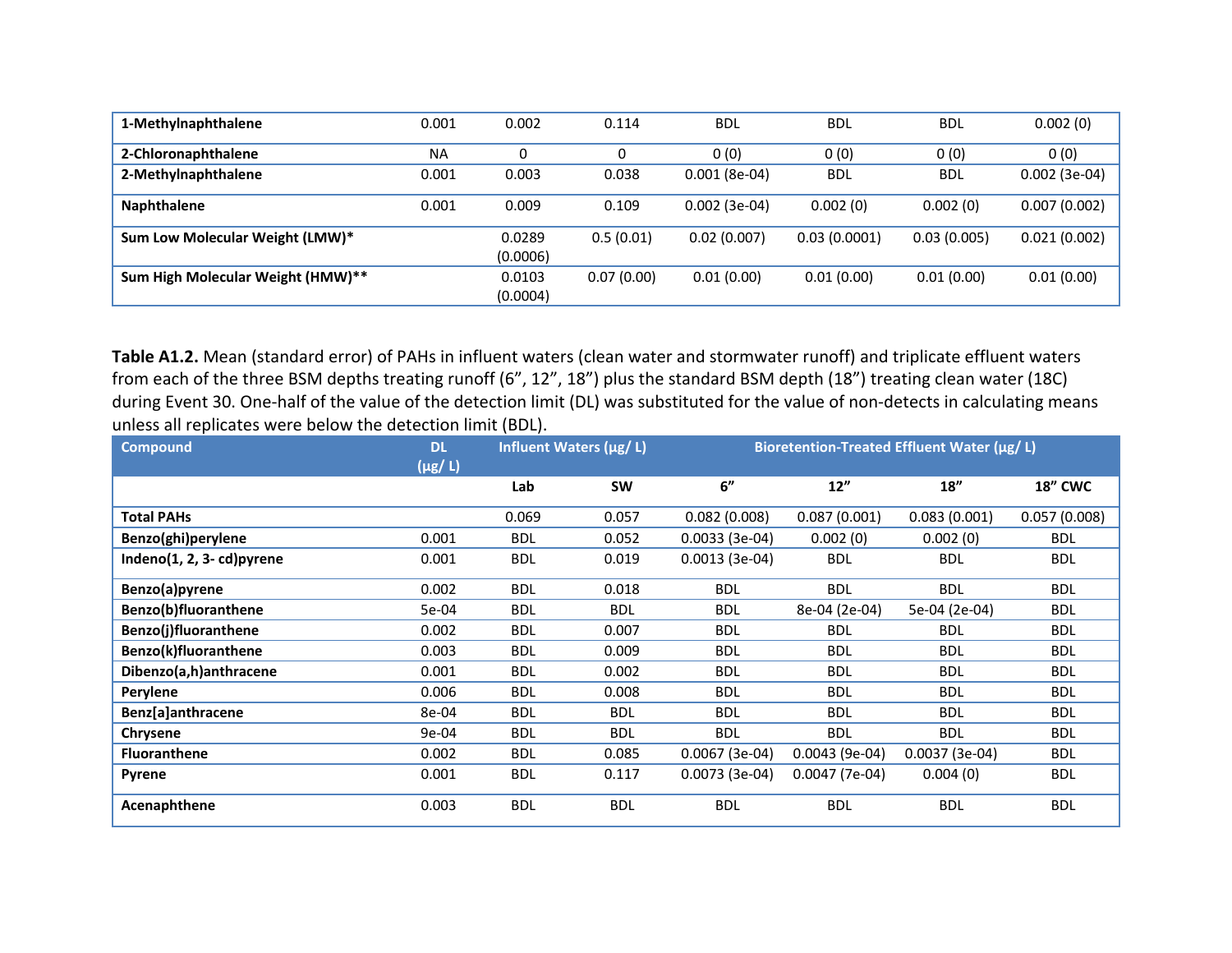| | | | | | | | |
|---|---|---|---|---|---|---|---|
| **1-Methylnaphthalene** | 0.001 | 0.002 | 0.114 | BDL | BDL | BDL | 0.002 (0) |
| **2-Chloronaphthalene** | NA | 0 | 0 | 0 (0) | 0 (0) | 0 (0) | 0 (0) |
| **2-Methylnaphthalene** | 0.001 | 0.003 | 0.038 | 0.001 (8e-04) | BDL | BDL | 0.002 (3e-04) |
| **Naphthalene** | 0.001 | 0.009 | 0.109 | 0.002 (3e-04) | 0.002 (0) | 0.002 (0) | 0.007 (0.002) |
| **Sum Low Molecular Weight (LMW)*** | | 0.0289 (0.0006) | 0.5 (0.01) | 0.02 (0.007) | 0.03 (0.0001) | 0.03 (0.005) | 0.021 (0.002) |
| **Sum High Molecular Weight (HMW)**** | | 0.0103 (0.0004) | 0.07 (0.00) | 0.01 (0.00) | 0.01 (0.00) | 0.01 (0.00) | 0.01 (0.00) |

**Table A1.2.** Mean (standard error) of PAHs in influent waters (clean water and stormwater runoff) and triplicate effluent waters from each of the three BSM depths treating runoff (6”, 12”, 18”) plus the standard BSM depth (18”) treating clean water (18C) during Event 30. One-half of the value of the detection limit (DL) was substituted for the value of non-detects in calculating means unless all replicates were below the detection limit (BDL).

| Compound | DL (μg/ L) | Influent Waters (μg/ L) | | Bioretention-Treated Effluent Water (μg/ L) | | | |
|---|---|---|---|---|---|---|---|
| | | Lab | SW | 6” | 12” | 18” | 18” CWC |
| **Total PAHs** | | 0.069 | 0.057 | 0.082 (0.008) | 0.087 (0.001) | 0.083 (0.001) | 0.057 (0.008) |
| **Benzo(ghi)perylene** | 0.001 | BDL | 0.052 | 0.0033 (3e-04) | 0.002 (0) | 0.002 (0) | BDL |
| **Indeno(1, 2, 3- cd)pyrene** | 0.001 | BDL | 0.019 | 0.0013 (3e-04) | BDL | BDL | BDL |
| **Benzo(a)pyrene** | 0.002 | BDL | 0.018 | BDL | BDL | BDL | BDL |
| **Benzo(b)fluoranthene** | 5e-04 | BDL | BDL | BDL | 8e-04 (2e-04) | 5e-04 (2e-04) | BDL |
| **Benzo(j)fluoranthene** | 0.002 | BDL | 0.007 | BDL | BDL | BDL | BDL |
| **Benzo(k)fluoranthene** | 0.003 | BDL | 0.009 | BDL | BDL | BDL | BDL |
| **Dibenzo(a,h)anthracene** | 0.001 | BDL | 0.002 | BDL | BDL | BDL | BDL |
| **Perylene** | 0.006 | BDL | 0.008 | BDL | BDL | BDL | BDL |
| **Benz[a]anthracene** | 8e-04 | BDL | BDL | BDL | BDL | BDL | BDL |
| **Chrysene** | 9e-04 | BDL | BDL | BDL | BDL | BDL | BDL |
| **Fluoranthene** | 0.002 | BDL | 0.085 | 0.0067 (3e-04) | 0.0043 (9e-04) | 0.0037 (3e-04) | BDL |
| **Pyrene** | 0.001 | BDL | 0.117 | 0.0073 (3e-04) | 0.0047 (7e-04) | 0.004 (0) | BDL |
| **Acenaphthene** | 0.003 | BDL | BDL | BDL | BDL | BDL | BDL |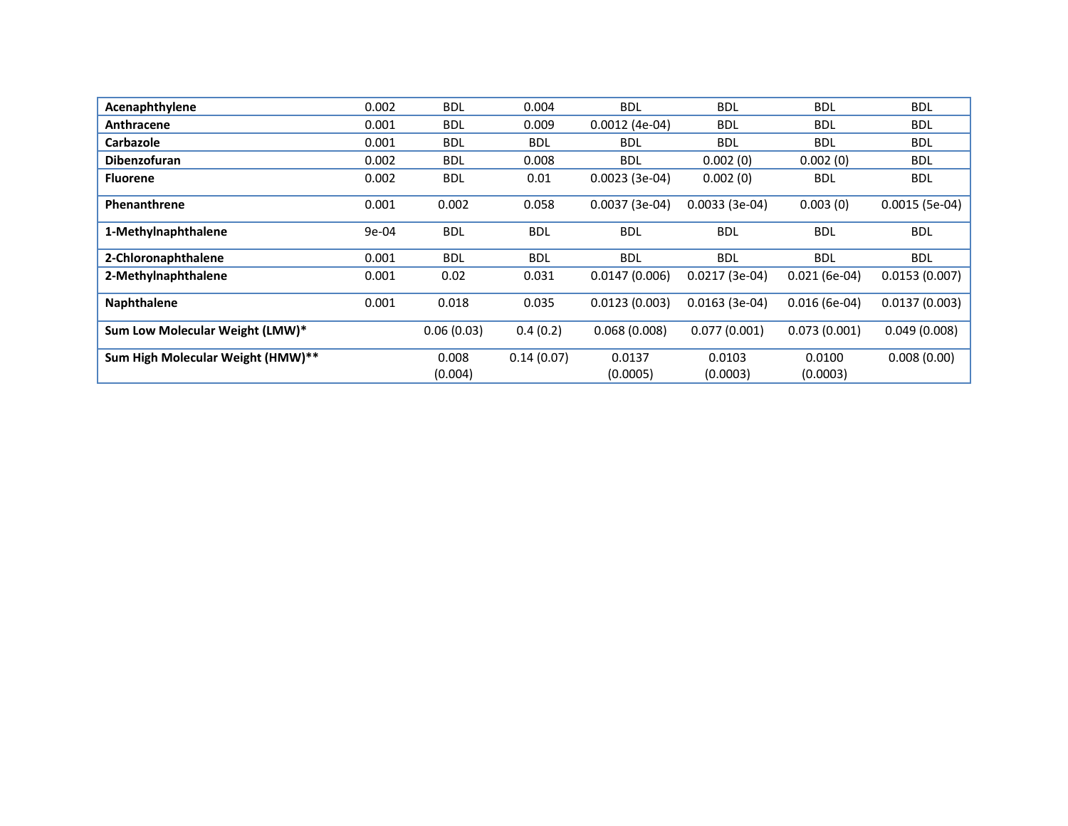| | | | | | | | |
|---|---|---|---|---|---|---|---|
| **Acenaphthylene** | 0.002 | BDL | 0.004 | BDL | BDL | BDL | BDL |
| **Anthracene** | 0.001 | BDL | 0.009 | 0.0012 (4e-04) | BDL | BDL | BDL |
| **Carbazole** | 0.001 | BDL | BDL | BDL | BDL | BDL | BDL |
| **Dibenzofuran** | 0.002 | BDL | 0.008 | BDL | 0.002 (0) | 0.002 (0) | BDL |
| **Fluorene** | 0.002 | BDL | 0.01 | 0.0023 (3e-04) | 0.002 (0) | BDL | BDL |
| **Phenanthrene** | 0.001 | 0.002 | 0.058 | 0.0037 (3e-04) | 0.0033 (3e-04) | 0.003 (0) | 0.0015 (5e-04) |
| **1-Methylnaphthalene** | 9e-04 | BDL | BDL | BDL | BDL | BDL | BDL |
| **2-Chloronaphthalene** | 0.001 | BDL | BDL | BDL | BDL | BDL | BDL |
| **2-Methylnaphthalene** | 0.001 | 0.02 | 0.031 | 0.0147 (0.006) | 0.0217 (3e-04) | 0.021 (6e-04) | 0.0153 (0.007) |
| **Naphthalene** | 0.001 | 0.018 | 0.035 | 0.0123 (0.003) | 0.0163 (3e-04) | 0.016 (6e-04) | 0.0137 (0.003) |
| **Sum Low Molecular Weight (LMW)*** | | 0.06 (0.03) | 0.4 (0.2) | 0.068 (0.008) | 0.077 (0.001) | 0.073 (0.001) | 0.049 (0.008) |
| **Sum High Molecular Weight (HMW)**** | | 0.008 (0.004) | 0.14 (0.07) | 0.0137 (0.0005) | 0.0103 (0.0003) | 0.0100 (0.0003) | 0.008 (0.00) |